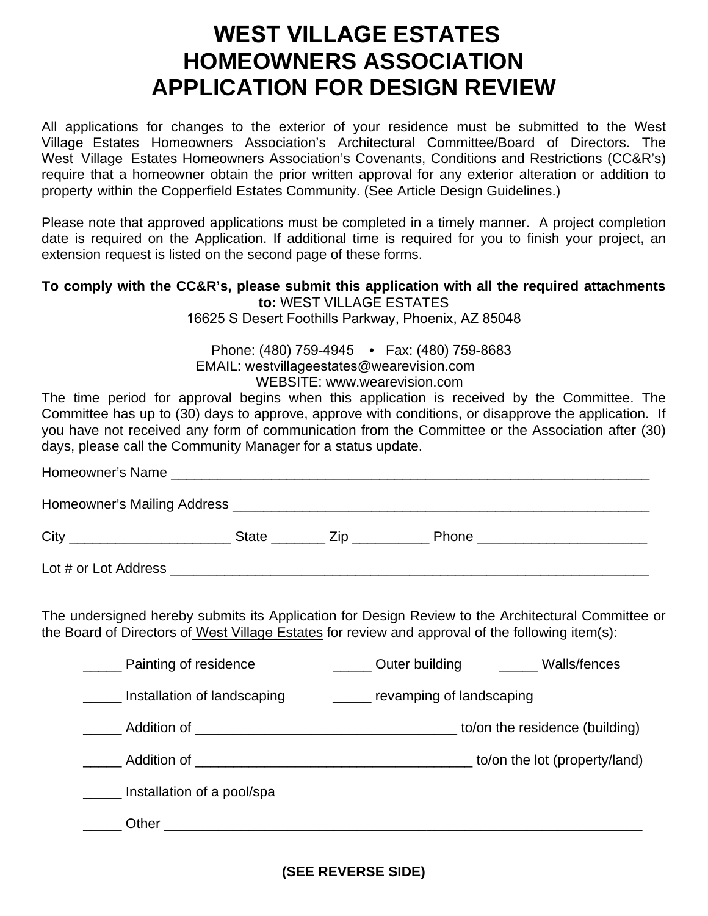# WEST VILLAGE ESTATES
# HOMEOWNERS ASSOCIATION
# APPLICATION FOR DESIGN REVIEW

All applications for changes to the exterior of your residence must be submitted to the West Village Estates Homeowners Association's Architectural Committee/Board of Directors. The West Village Estates Homeowners Association's Covenants, Conditions and Restrictions (CC&R's) require that a homeowner obtain the prior written approval for any exterior alteration or addition to property within the Copperfield Estates Community. (See Article Design Guidelines.)

Please note that approved applications must be completed in a timely manner. A project completion date is required on the Application. If additional time is required for you to finish your project, an extension request is listed on the second page of these forms.

**To comply with the CC&R's, please submit this application with all the required attachments to:** WEST VILLAGE ESTATES
16625 S Desert Foothills Parkway, Phoenix, AZ 85048

Phone: (480) 759-4945 • Fax: (480) 759-8683
EMAIL: westvillageestates@wearevision.com
WEBSITE: www.wearevision.com

The time period for approval begins when this application is received by the Committee. The Committee has up to (30) days to approve, approve with conditions, or disapprove the application. If you have not received any form of communication from the Committee or the Association after (30) days, please call the Community Manager for a status update.

Homeowner's Name ______________________________________________________________

Homeowner's Mailing Address ____________________________________________________

City ____________________ State _______ Zip __________ Phone _____________________

Lot # or Lot Address ______________________________________________________________

The undersigned hereby submits its Application for Design Review to the Architectural Committee or the Board of Directors of West Village Estates for review and approval of the following item(s):

_____ Painting of residence _____ Outer building _____ Walls/fences

_____ Installation of landscaping _____ revamping of landscaping

_____ Addition of _________________________________ to/on the residence (building)

_____ Addition of ___________________________________ to/on the lot (property/land)

_____ Installation of a pool/spa

_____ Other ______________________________________________________________

**(SEE REVERSE SIDE)**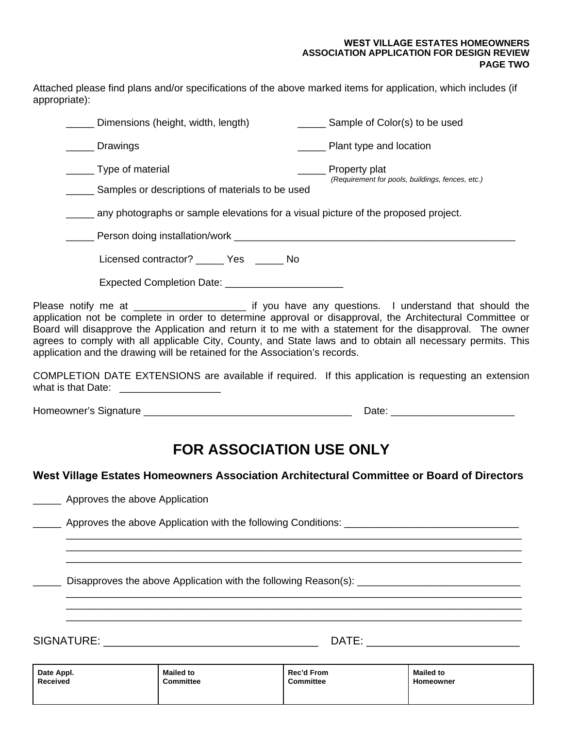**WEST VILLAGE ESTATES HOMEOWNERS ASSOCIATION APPLICATION FOR DESIGN REVIEW**
**PAGE TWO**

Attached please find plans and/or specifications of the above marked items for application, which includes (if appropriate):

_____ Dimensions (height, width, length)

_____ Sample of Color(s) to be used

_____ Drawings

_____ Plant type and location

_____ Type of material

_____ Property plat
*(Requirement for pools, buildings, fences, etc.)*

_____ Samples or descriptions of materials to be used

_____ any photographs or sample elevations for a visual picture of the proposed project.

_____ Person doing installation/work ____________________________________________________

Licensed contractor? _____ Yes _____ No

Expected Completion Date: _____________________

Please notify me at ___________________ if you have any questions. I understand that should the application not be complete in order to determine approval or disapproval, the Architectural Committee or Board will disapprove the Application and return it to me with a statement for the disapproval. The owner agrees to comply with all applicable City, County, and State laws and to obtain all necessary permits. This application and the drawing will be retained for the Association's records.

COMPLETION DATE EXTENSIONS are available if required. If this application is requesting an extension what is that Date: __________________

Homeowner's Signature ______________________________________ Date: _____________________

# FOR ASSOCIATION USE ONLY

**West Village Estates Homeowners Association Architectural Committee or Board of Directors**

_____ Approves the above Application

_____ Approves the above Application with the following Conditions: ______________________________
________________________________________________________________________________
________________________________________________________________________________
________________________________________________________________________________

_____ Disapproves the above Application with the following Reason(s): _____________________________
________________________________________________________________________________
________________________________________________________________________________
________________________________________________________________________________

SIGNATURE: ___________________________________ DATE: _________________________

| Date Appl. Received | Mailed to Committee | Rec'd From Committee | Mailed to Homeowner |
|---|---|---|---|
| | | | |